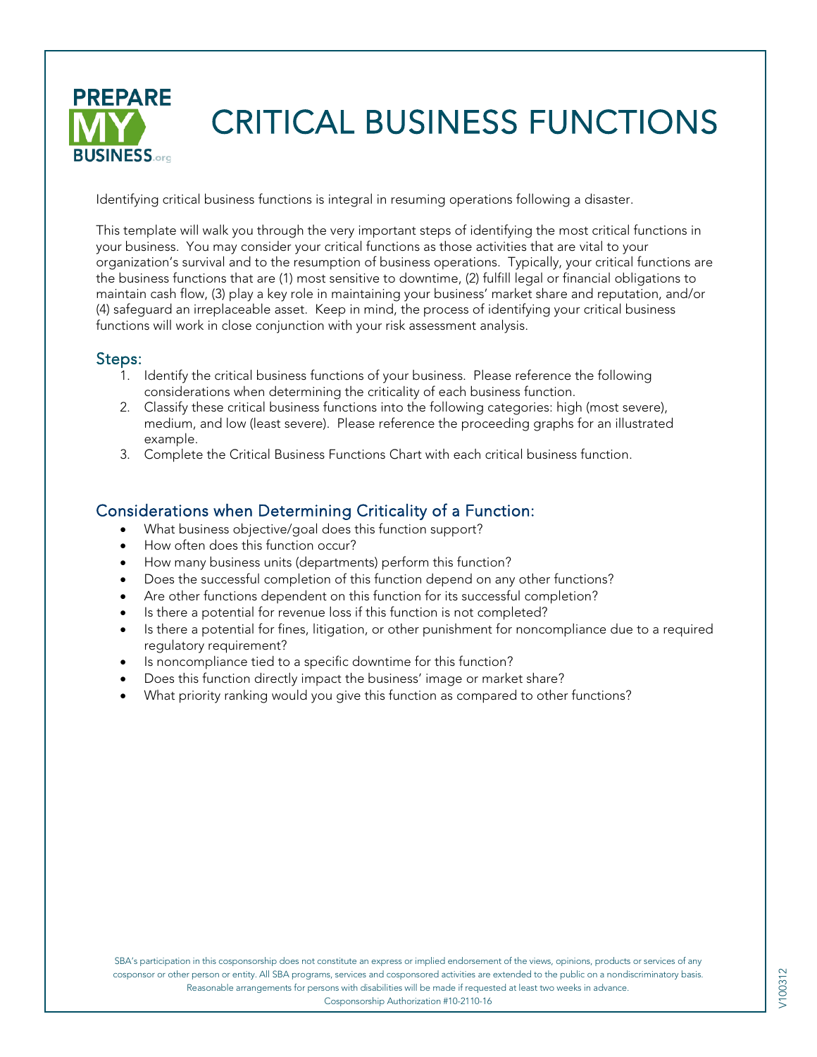# CRITICAL BUSINESS FUNCTIONS

Identifying critical business functions is integral in resuming operations following a disaster.

This template will walk you through the very important steps of identifying the most critical functions in your business. You may consider your critical functions as those activities that are vital to your organization's survival and to the resumption of business operations. Typically, your critical functions are the business functions that are (1) most sensitive to downtime, (2) fulfill legal or financial obligations to maintain cash flow, (3) play a key role in maintaining your business' market share and reputation, and/or (4) safeguard an irreplaceable asset. Keep in mind, the process of identifying your critical business functions will work in close conjunction with your risk assessment analysis.

## Steps:

1. Identify the critical business functions of your business. Please reference the following considerations when determining the criticality of each business function.
2. Classify these critical business functions into the following categories: high (most severe), medium, and low (least severe). Please reference the proceeding graphs for an illustrated example.
3. Complete the Critical Business Functions Chart with each critical business function.

## Considerations when Determining Criticality of a Function:

- What business objective/goal does this function support?
- How often does this function occur?
- How many business units (departments) perform this function?
- Does the successful completion of this function depend on any other functions?
- Are other functions dependent on this function for its successful completion?
- Is there a potential for revenue loss if this function is not completed?
- Is there a potential for fines, litigation, or other punishment for noncompliance due to a required regulatory requirement?
- Is noncompliance tied to a specific downtime for this function?
- Does this function directly impact the business' image or market share?
- What priority ranking would you give this function as compared to other functions?

SBA's participation in this cosponsorship does not constitute an express or implied endorsement of the views, opinions, products or services of any cosponsor or other person or entity. All SBA programs, services and cosponsored activities are extended to the public on a nondiscriminatory basis. Reasonable arrangements for persons with disabilities will be made if requested at least two weeks in advance.
Cosponsorship Authorization #10-2110-16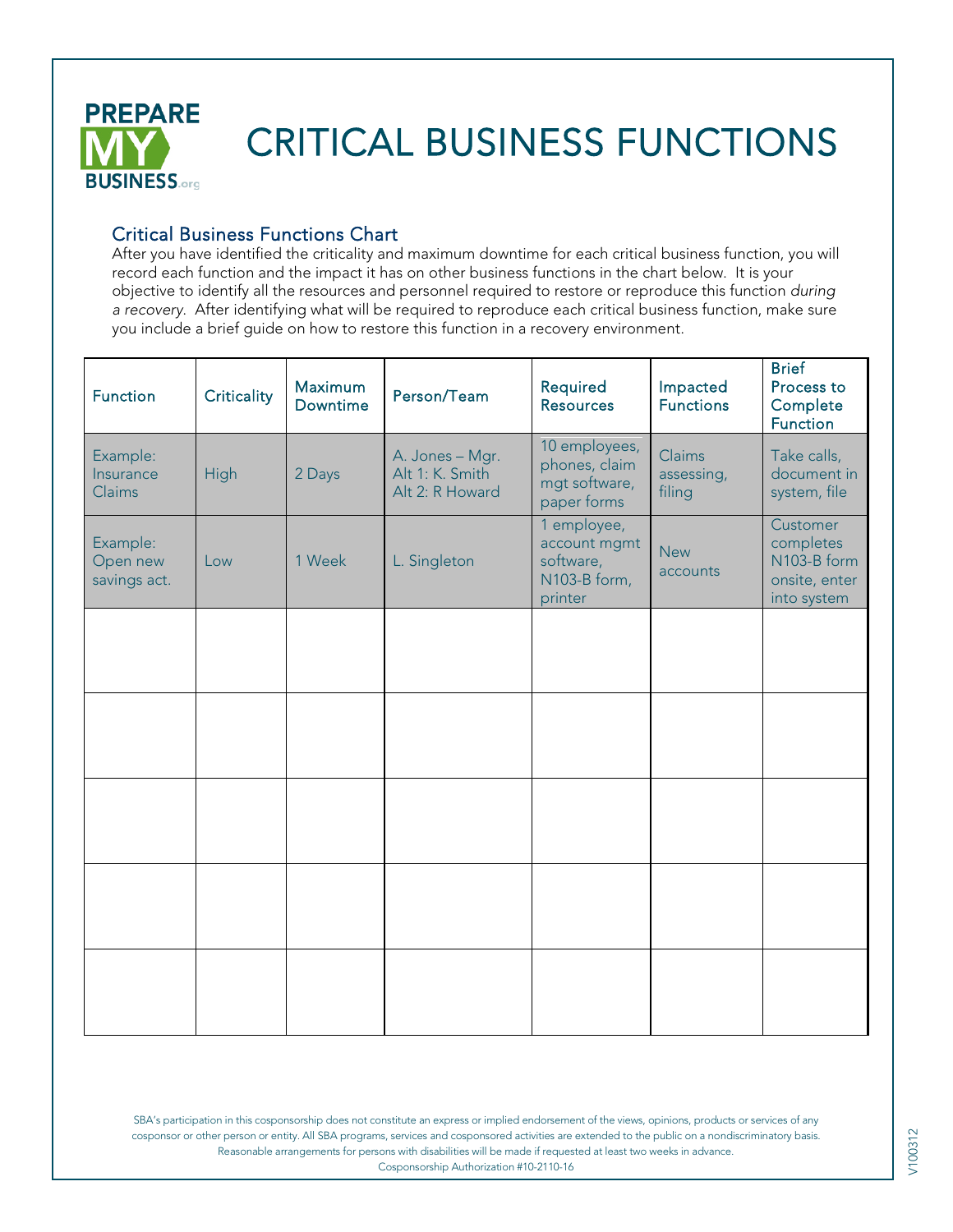# CRITICAL BUSINESS FUNCTIONS

## Critical Business Functions Chart

After you have identified the criticality and maximum downtime for each critical business function, you will record each function and the impact it has on other business functions in the chart below. It is your objective to identify all the resources and personnel required to restore or reproduce this function *during a recovery*. After identifying what will be required to reproduce each critical business function, make sure you include a brief guide on how to restore this function in a recovery environment.

| Function | Criticality | Maximum Downtime | Person/Team | Required Resources | Impacted Functions | Brief Process to Complete Function |
|---|---|---|---|---|---|---|
| Example: Insurance Claims | High | 2 Days | A. Jones – Mgr. Alt 1: K. Smith Alt 2: R Howard | 10 employees, phones, claim mgt software, paper forms | Claims assessing, filing | Take calls, document in system, file |
| Example: Open new savings act. | Low | 1 Week | L. Singleton | 1 employee, account mgmt software, N103-B form, printer | New accounts | Customer completes N103-B form onsite, enter into system |
| | | | | | | |
| | | | | | | |
| | | | | | | |
| | | | | | | |
| | | | | | | |

SBA's participation in this cosponsorship does not constitute an express or implied endorsement of the views, opinions, products or services of any cosponsor or other person or entity. All SBA programs, services and cosponsored activities are extended to the public on a nondiscriminatory basis. Reasonable arrangements for persons with disabilities will be made if requested at least two weeks in advance.
Cosponsorship Authorization #10-2110-16

V100312